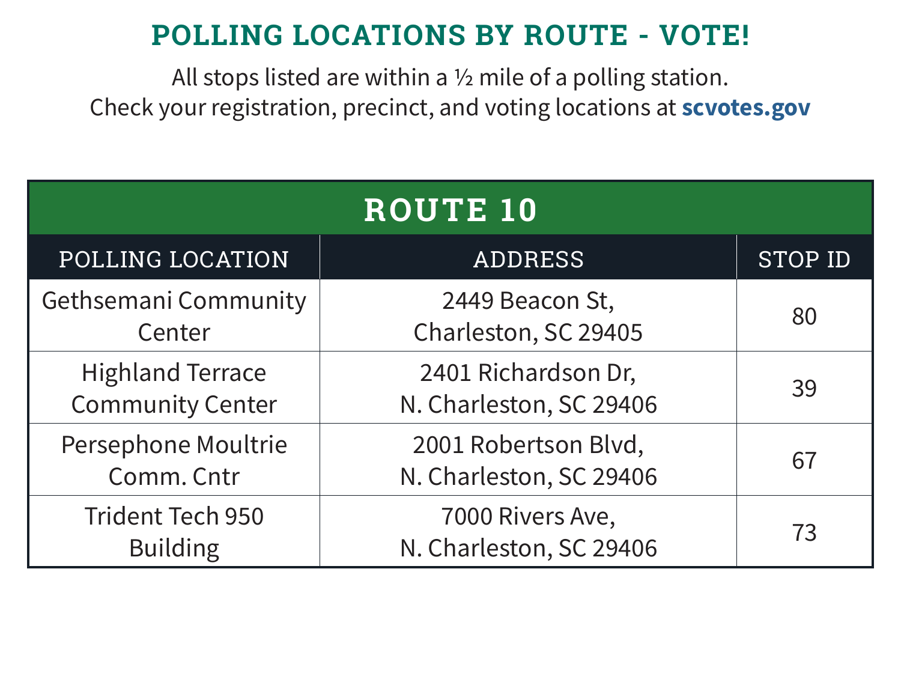# POLLING LOCATIONS BY ROUTE - VOTE!

All stops listed are within a ½ mile of a polling station.
Check your registration, precinct, and voting locations at **scvotes.gov**

## ROUTE 10

| POLLING LOCATION | ADDRESS | STOP ID |
|---|---|---|
| Gethsemani Community Center | 2449 Beacon St, Charleston, SC 29405 | 80 |
| Highland Terrace Community Center | 2401 Richardson Dr, N. Charleston, SC 29406 | 39 |
| Persephone Moultrie Comm. Cntr | 2001 Robertson Blvd, N. Charleston, SC 29406 | 67 |
| Trident Tech 950 Building | 7000 Rivers Ave, N. Charleston, SC 29406 | 73 |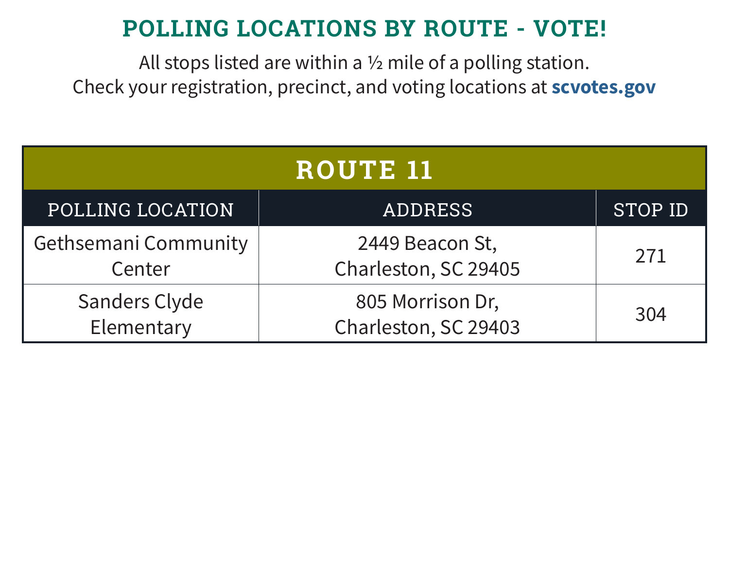# POLLING LOCATIONS BY ROUTE - VOTE!

All stops listed are within a ½ mile of a polling station.
Check your registration, precinct, and voting locations at **scvotes.gov**

| ROUTE 11 | | |
|---|---|---|
| POLLING LOCATION | ADDRESS | STOP ID |
| Gethsemani Community Center | 2449 Beacon St, Charleston, SC 29405 | 271 |
| Sanders Clyde Elementary | 805 Morrison Dr, Charleston, SC 29403 | 304 |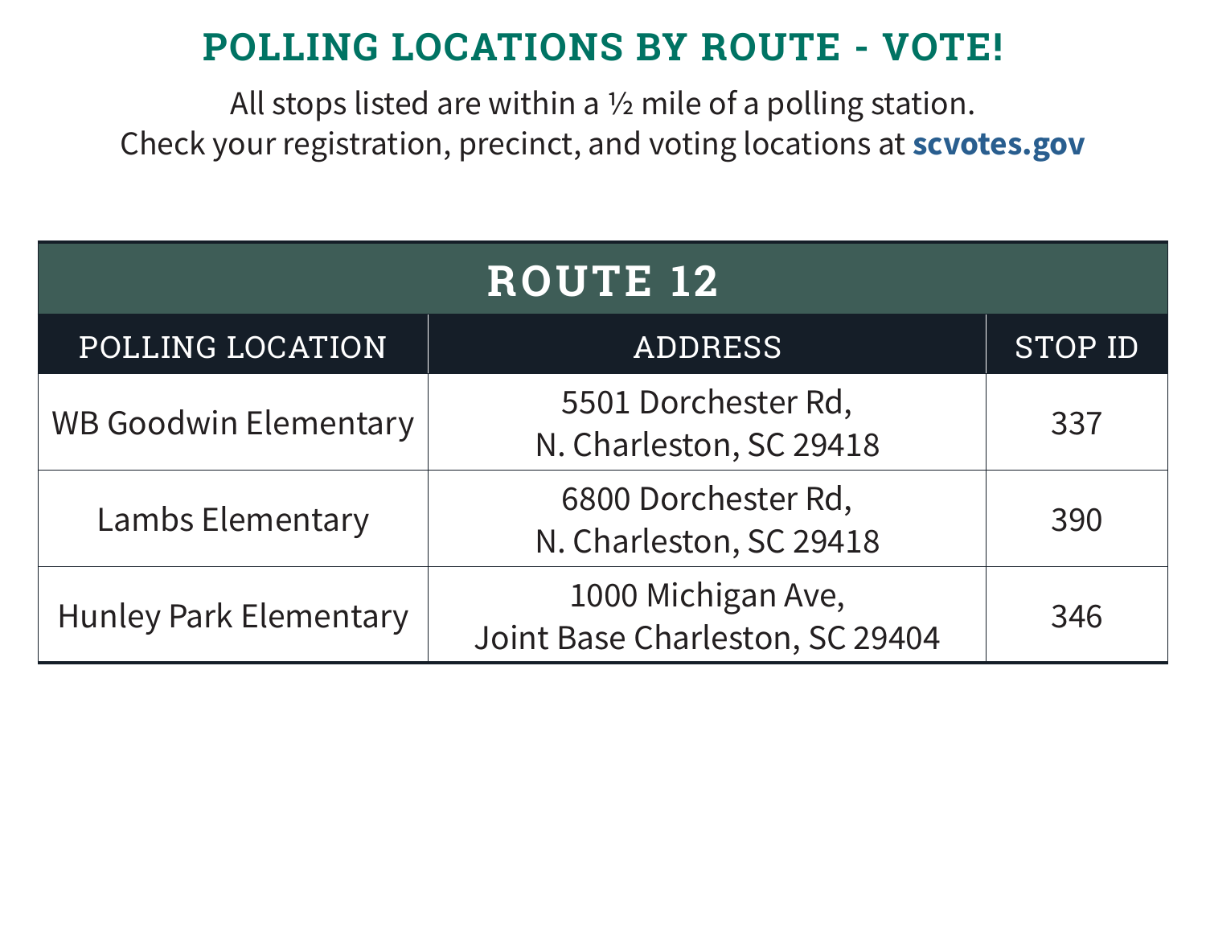# POLLING LOCATIONS BY ROUTE - VOTE!

All stops listed are within a ½ mile of a polling station.
Check your registration, precinct, and voting locations at **scvotes.gov**

| ROUTE 12 | | |
|---|---|---|
| POLLING LOCATION | ADDRESS | STOP ID |
| WB Goodwin Elementary | 5501 Dorchester Rd, N. Charleston, SC 29418 | 337 |
| Lambs Elementary | 6800 Dorchester Rd, N. Charleston, SC 29418 | 390 |
| Hunley Park Elementary | 1000 Michigan Ave, Joint Base Charleston, SC 29404 | 346 |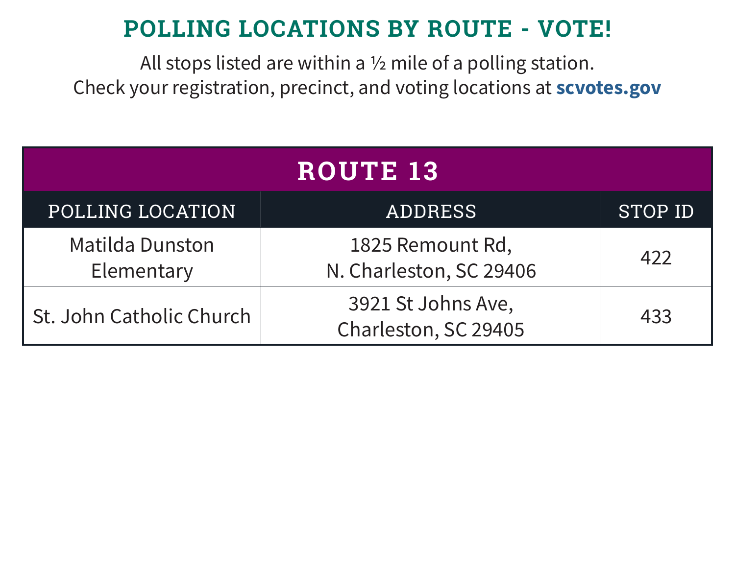# POLLING LOCATIONS BY ROUTE - VOTE!

All stops listed are within a ½ mile of a polling station.
Check your registration, precinct, and voting locations at **scvotes.gov**

| ROUTE 13 | | |
|---|---|---|
| POLLING LOCATION | ADDRESS | STOP ID |
| Matilda Dunston Elementary | 1825 Remount Rd, N. Charleston, SC 29406 | 422 |
| St. John Catholic Church | 3921 St Johns Ave, Charleston, SC 29405 | 433 |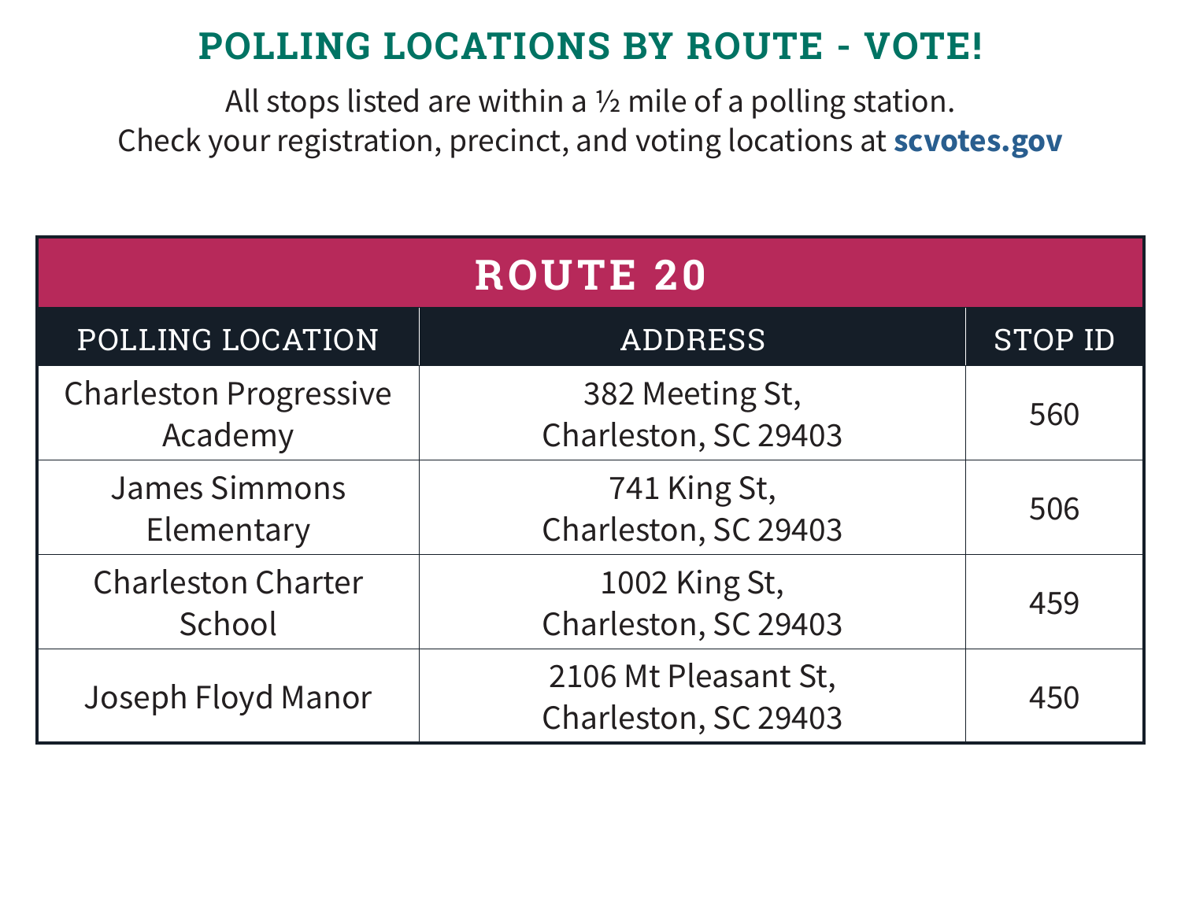# POLLING LOCATIONS BY ROUTE - VOTE!

All stops listed are within a ½ mile of a polling station.
Check your registration, precinct, and voting locations at **scvotes.gov**

| ROUTE 20 | | |
|---|---|---|
| POLLING LOCATION | ADDRESS | STOP ID |
| Charleston Progressive Academy | 382 Meeting St, Charleston, SC 29403 | 560 |
| James Simmons Elementary | 741 King St, Charleston, SC 29403 | 506 |
| Charleston Charter School | 1002 King St, Charleston, SC 29403 | 459 |
| Joseph Floyd Manor | 2106 Mt Pleasant St, Charleston, SC 29403 | 450 |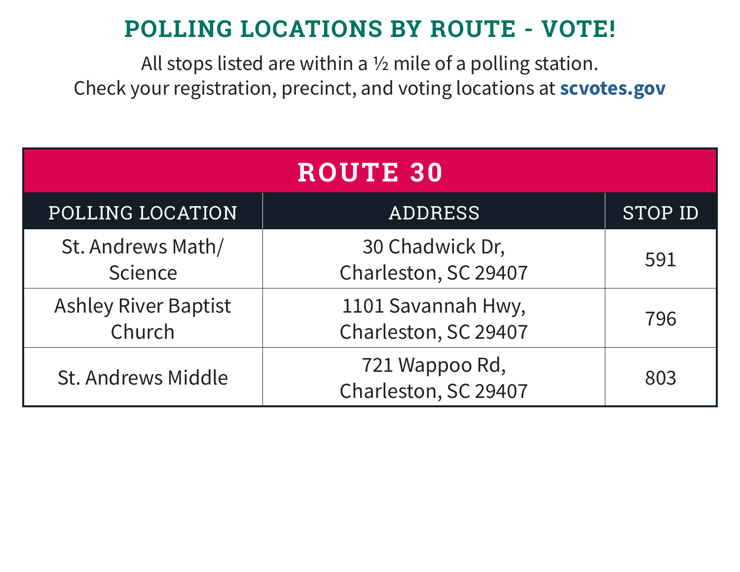# POLLING LOCATIONS BY ROUTE - VOTE!

All stops listed are within a ½ mile of a polling station.
Check your registration, precinct, and voting locations at **scvotes.gov**

## ROUTE 30

| POLLING LOCATION | ADDRESS | STOP ID |
|---|---|---|
| St. Andrews Math/ Science | 30 Chadwick Dr, Charleston, SC 29407 | 591 |
| Ashley River Baptist Church | 1101 Savannah Hwy, Charleston, SC 29407 | 796 |
| St. Andrews Middle | 721 Wappoo Rd, Charleston, SC 29407 | 803 |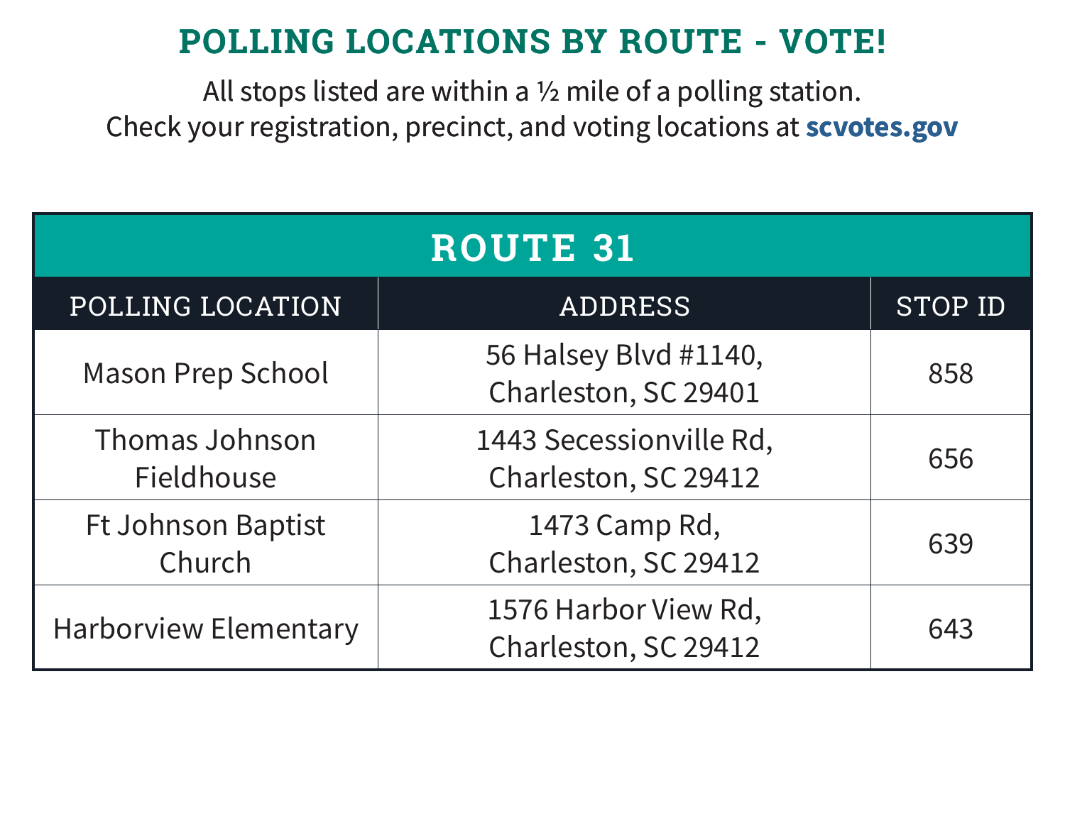# POLLING LOCATIONS BY ROUTE - VOTE!

All stops listed are within a ½ mile of a polling station.
Check your registration, precinct, and voting locations at **scvotes.gov**

| ROUTE 31 | | |
|---|---|---|
| POLLING LOCATION | ADDRESS | STOP ID |
| Mason Prep School | 56 Halsey Blvd #1140, Charleston, SC 29401 | 858 |
| Thomas Johnson Fieldhouse | 1443 Secessionville Rd, Charleston, SC 29412 | 656 |
| Ft Johnson Baptist Church | 1473 Camp Rd, Charleston, SC 29412 | 639 |
| Harborview Elementary | 1576 Harbor View Rd, Charleston, SC 29412 | 643 |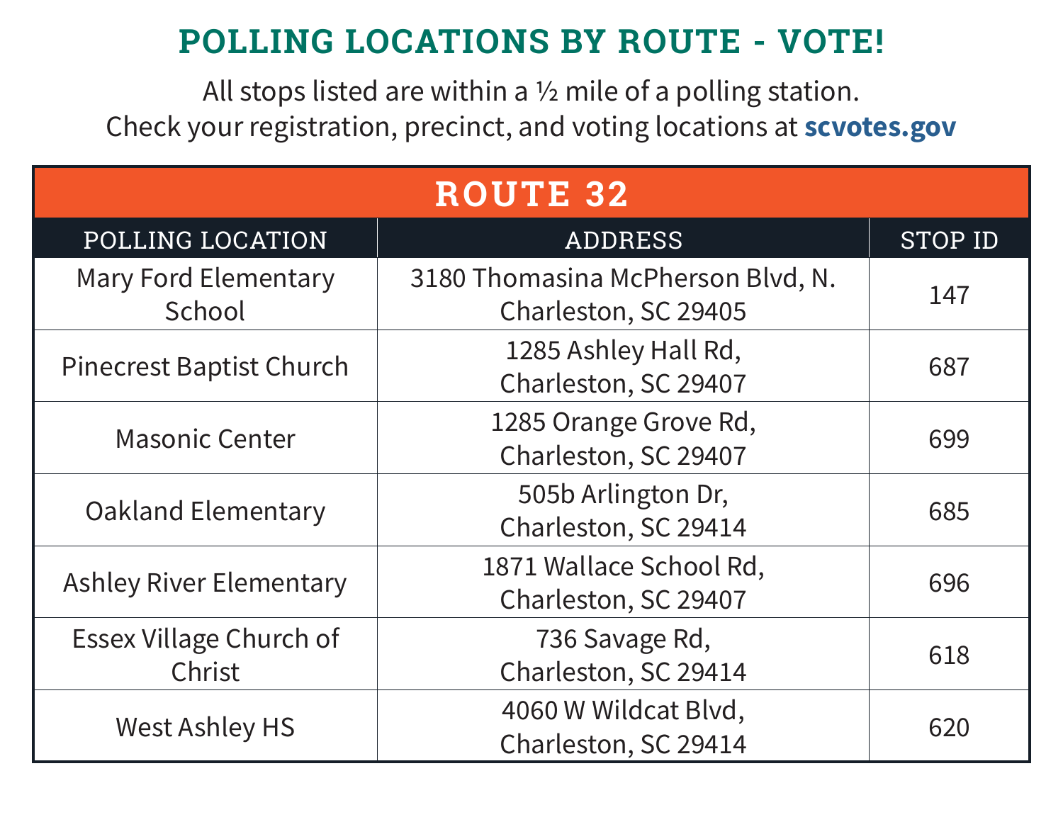# POLLING LOCATIONS BY ROUTE - VOTE!

All stops listed are within a ½ mile of a polling station.
Check your registration, precinct, and voting locations at **scvotes.gov**

| ROUTE 32 | | |
|---|---|---|
| **POLLING LOCATION** | **ADDRESS** | **STOP ID** |
| Mary Ford Elementary School | 3180 Thomasina McPherson Blvd, N. Charleston, SC 29405 | 147 |
| Pinecrest Baptist Church | 1285 Ashley Hall Rd, Charleston, SC 29407 | 687 |
| Masonic Center | 1285 Orange Grove Rd, Charleston, SC 29407 | 699 |
| Oakland Elementary | 505b Arlington Dr, Charleston, SC 29414 | 685 |
| Ashley River Elementary | 1871 Wallace School Rd, Charleston, SC 29407 | 696 |
| Essex Village Church of Christ | 736 Savage Rd, Charleston, SC 29414 | 618 |
| West Ashley HS | 4060 W Wildcat Blvd, Charleston, SC 29414 | 620 |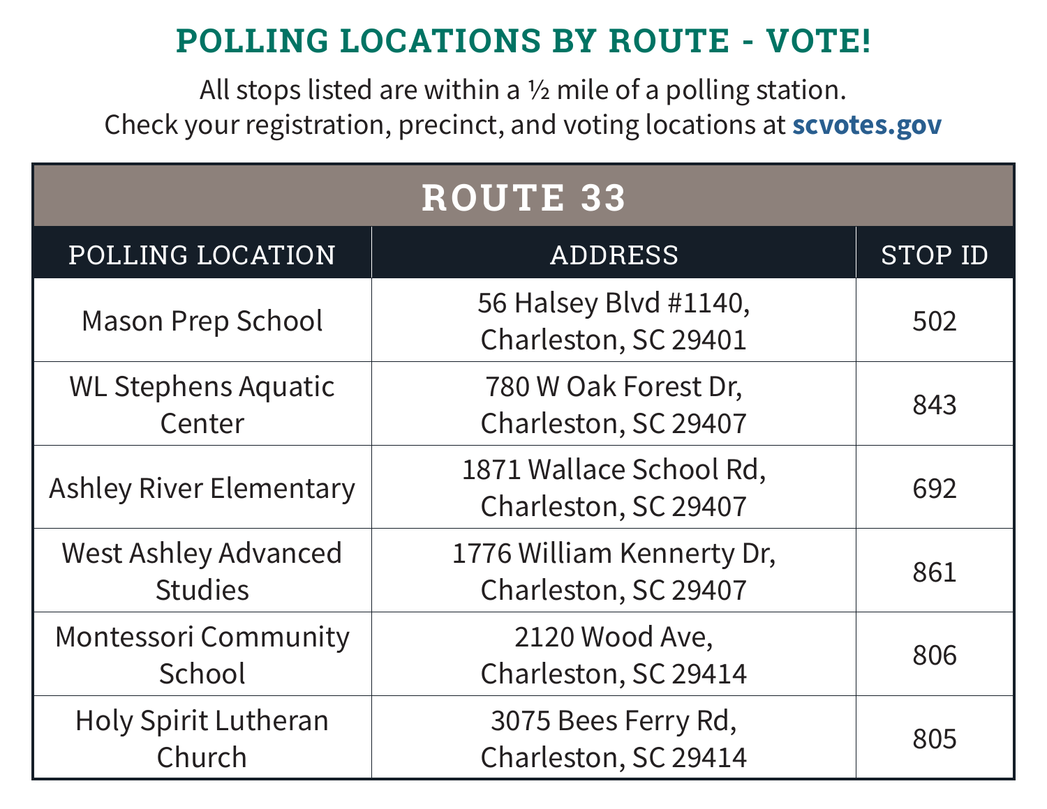# POLLING LOCATIONS BY ROUTE - VOTE!

All stops listed are within a ½ mile of a polling station.
Check your registration, precinct, and voting locations at **scvotes.gov**

| ROUTE 33 | | |
|---|---|---|
| **POLLING LOCATION** | **ADDRESS** | **STOP ID** |
| Mason Prep School | 56 Halsey Blvd #1140, Charleston, SC 29401 | 502 |
| WL Stephens Aquatic Center | 780 W Oak Forest Dr, Charleston, SC 29407 | 843 |
| Ashley River Elementary | 1871 Wallace School Rd, Charleston, SC 29407 | 692 |
| West Ashley Advanced Studies | 1776 William Kennerty Dr, Charleston, SC 29407 | 861 |
| Montessori Community School | 2120 Wood Ave, Charleston, SC 29414 | 806 |
| Holy Spirit Lutheran Church | 3075 Bees Ferry Rd, Charleston, SC 29414 | 805 |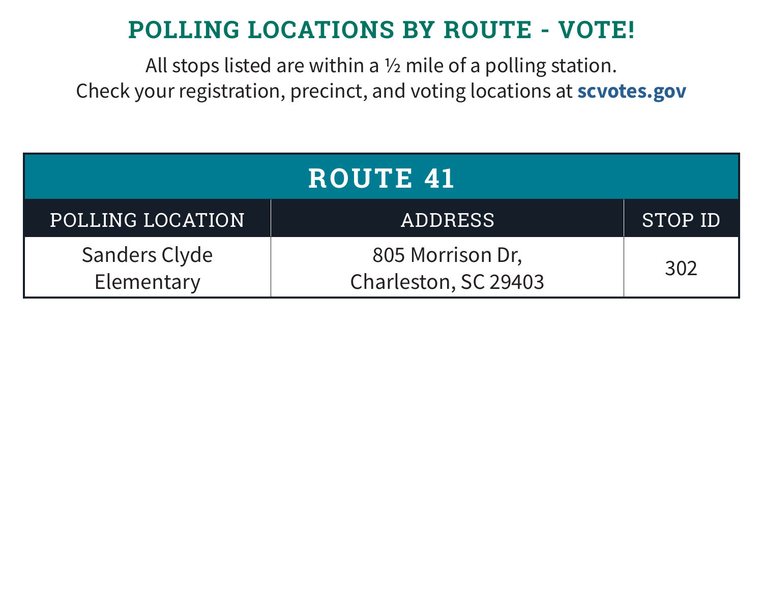# POLLING LOCATIONS BY ROUTE - VOTE!

All stops listed are within a ½ mile of a polling station.
Check your registration, precinct, and voting locations at **scvotes.gov**

| ROUTE 41 | | |
|---|---|---|
| POLLING LOCATION | ADDRESS | STOP ID |
| Sanders Clyde Elementary | 805 Morrison Dr, Charleston, SC 29403 | 302 |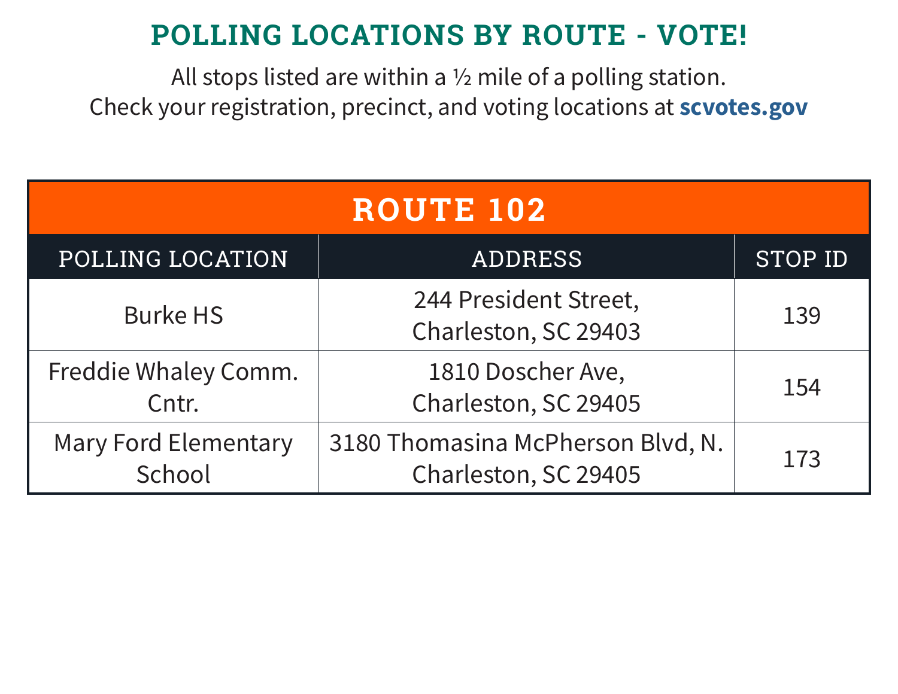# POLLING LOCATIONS BY ROUTE - VOTE!

All stops listed are within a ½ mile of a polling station.
Check your registration, precinct, and voting locations at **scvotes.gov**

| ROUTE 102 | | |
|---|---|---|
| POLLING LOCATION | ADDRESS | STOP ID |
| Burke HS | 244 President Street, Charleston, SC 29403 | 139 |
| Freddie Whaley Comm. Cntr. | 1810 Doscher Ave, Charleston, SC 29405 | 154 |
| Mary Ford Elementary School | 3180 Thomasina McPherson Blvd, N. Charleston, SC 29405 | 173 |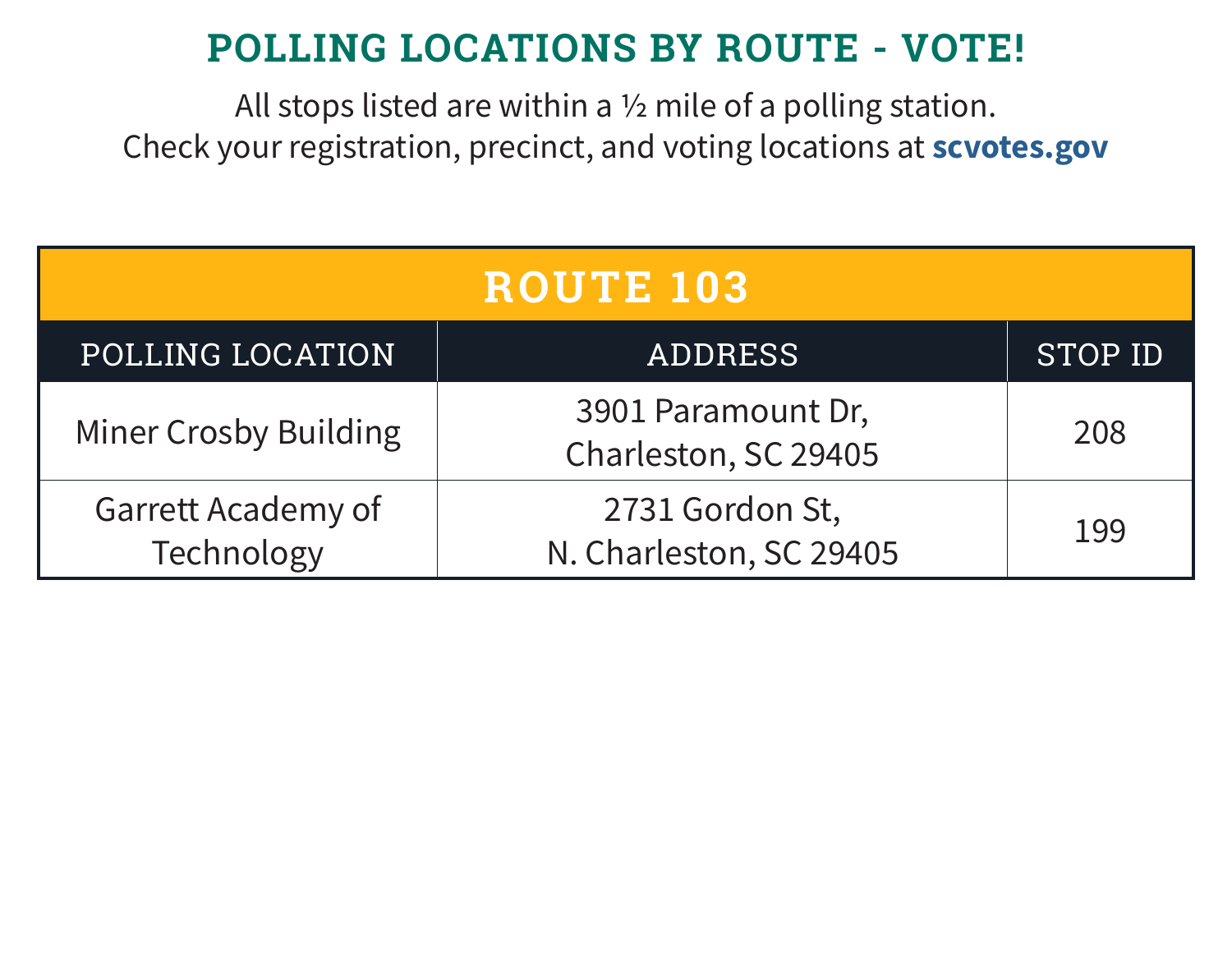# POLLING LOCATIONS BY ROUTE - VOTE!

All stops listed are within a ½ mile of a polling station.
Check your registration, precinct, and voting locations at **scvotes.gov**

| ROUTE 103 | | |
|---|---|---|
| POLLING LOCATION | ADDRESS | STOP ID |
| Miner Crosby Building | 3901 Paramount Dr, Charleston, SC 29405 | 208 |
| Garrett Academy of Technology | 2731 Gordon St, N. Charleston, SC 29405 | 199 |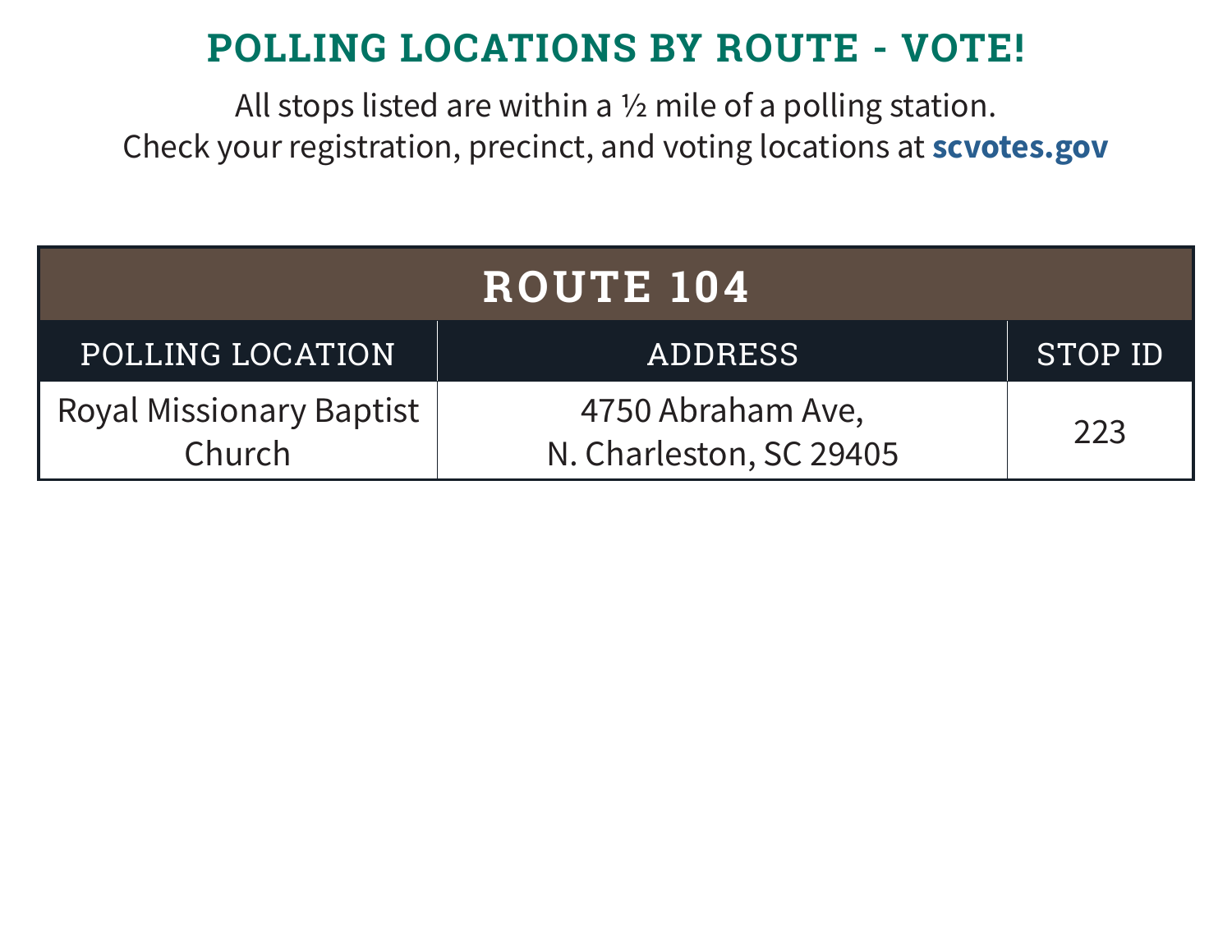# POLLING LOCATIONS BY ROUTE - VOTE!

All stops listed are within a ½ mile of a polling station.
Check your registration, precinct, and voting locations at **scvotes.gov**

| ROUTE 104 | | |
|---|---|---|
| POLLING LOCATION | ADDRESS | STOP ID |
| Royal Missionary Baptist Church | 4750 Abraham Ave, N. Charleston, SC 29405 | 223 |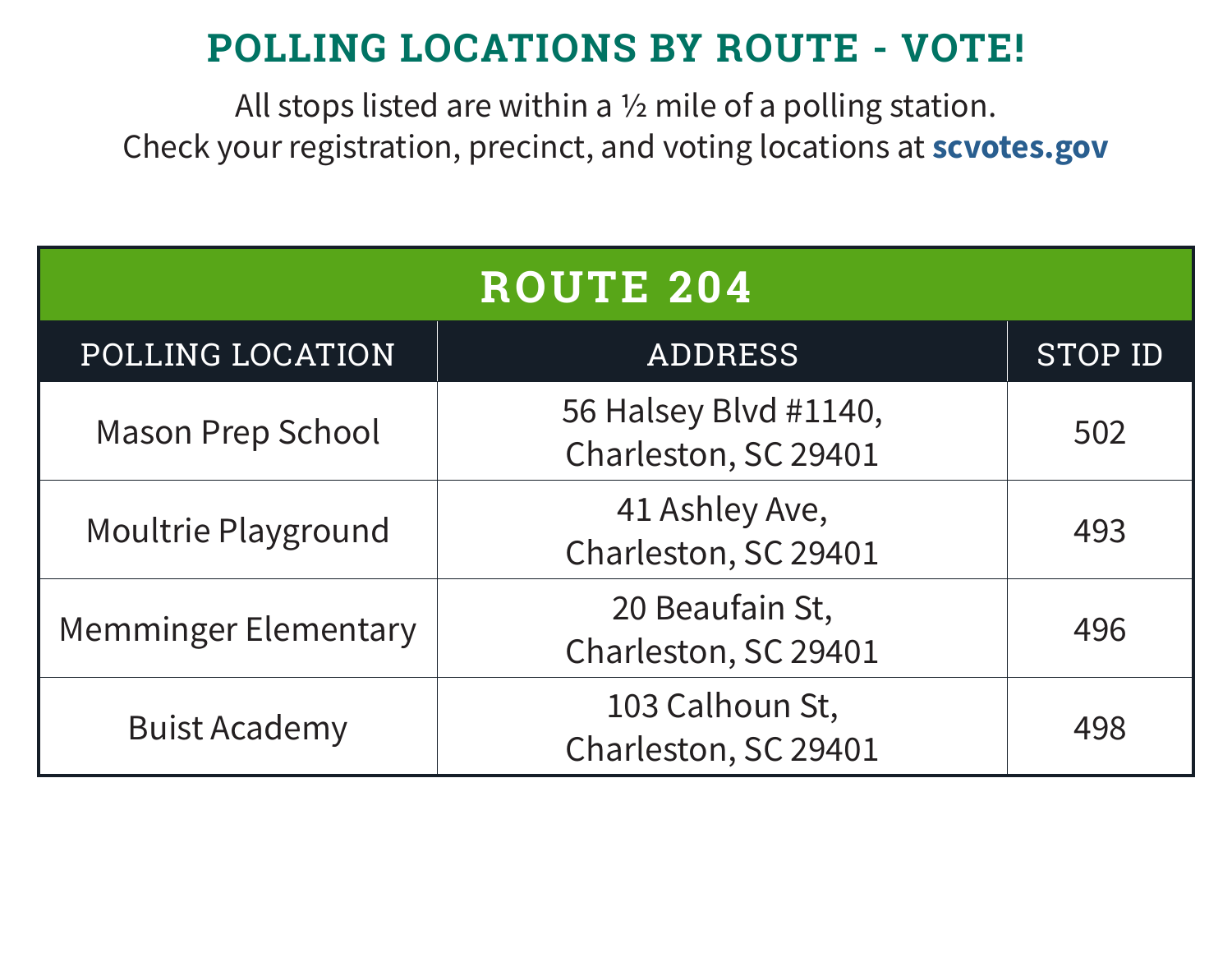# POLLING LOCATIONS BY ROUTE - VOTE!

All stops listed are within a ½ mile of a polling station.
Check your registration, precinct, and voting locations at **scvotes.gov**

| ROUTE 204 | | |
|---|---|---|
| POLLING LOCATION | ADDRESS | STOP ID |
| Mason Prep School | 56 Halsey Blvd #1140, Charleston, SC 29401 | 502 |
| Moultrie Playground | 41 Ashley Ave, Charleston, SC 29401 | 493 |
| Memminger Elementary | 20 Beaufain St, Charleston, SC 29401 | 496 |
| Buist Academy | 103 Calhoun St, Charleston, SC 29401 | 498 |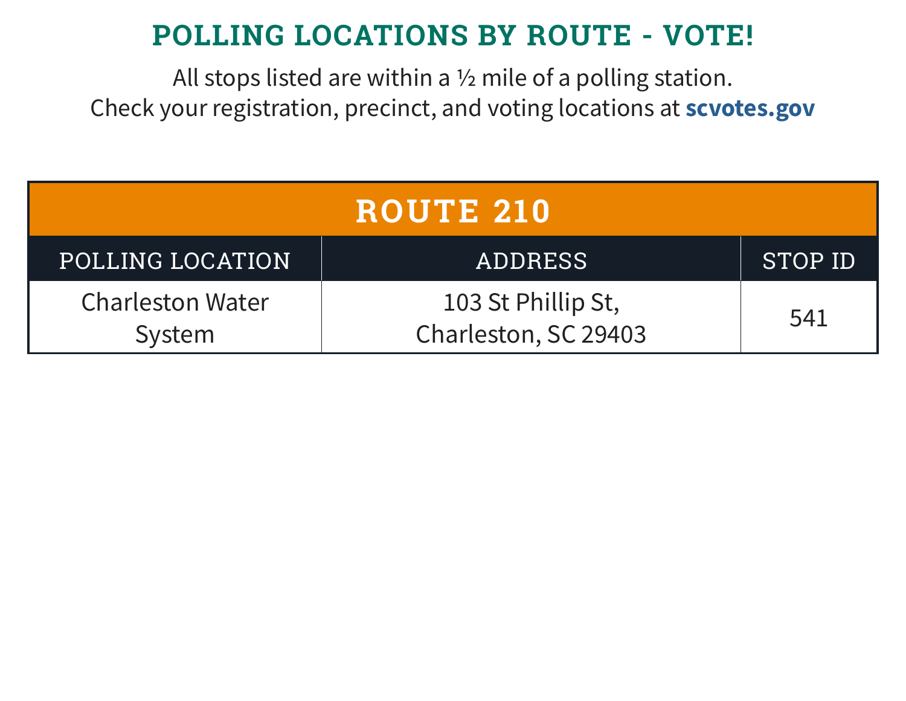# POLLING LOCATIONS BY ROUTE - VOTE!

All stops listed are within a ½ mile of a polling station.
Check your registration, precinct, and voting locations at **scvotes.gov**

| ROUTE 210 | | |
|---|---|---|
| POLLING LOCATION | ADDRESS | STOP ID |
| Charleston Water System | 103 St Phillip St, Charleston, SC 29403 | 541 |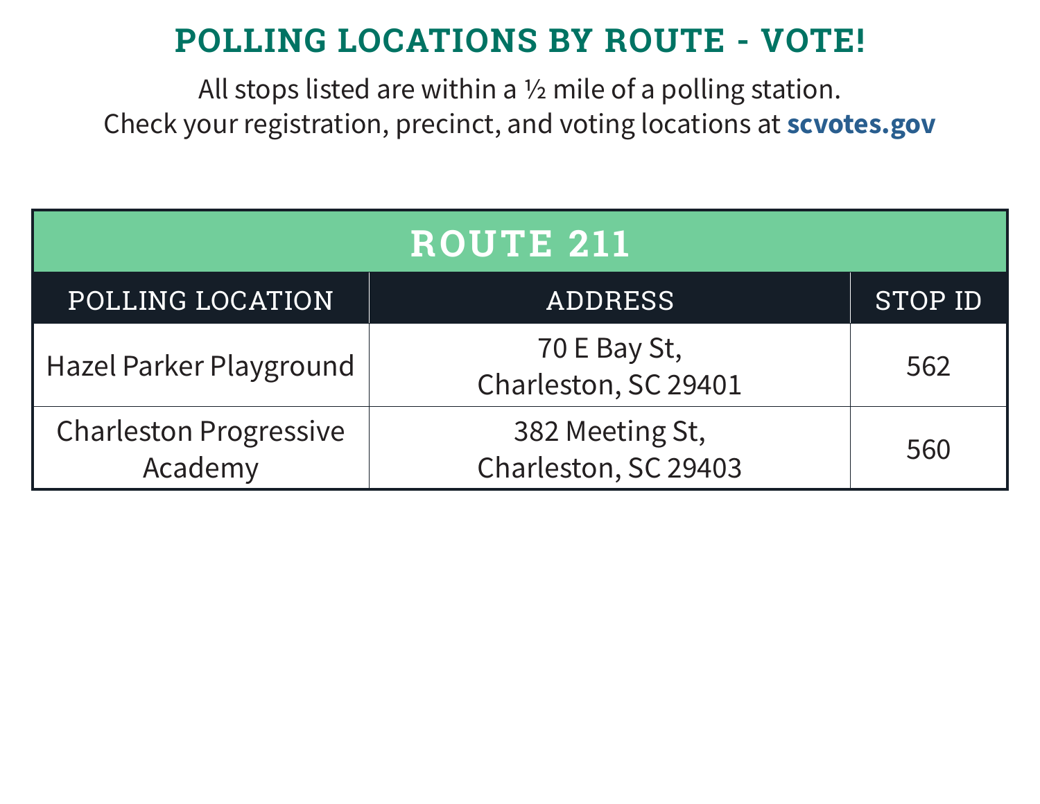# POLLING LOCATIONS BY ROUTE - VOTE!

All stops listed are within a ½ mile of a polling station.
Check your registration, precinct, and voting locations at **scvotes.gov**

| ROUTE 211 | | |
|---|---|---|
| POLLING LOCATION | ADDRESS | STOP ID |
| Hazel Parker Playground | 70 E Bay St, Charleston, SC 29401 | 562 |
| Charleston Progressive Academy | 382 Meeting St, Charleston, SC 29403 | 560 |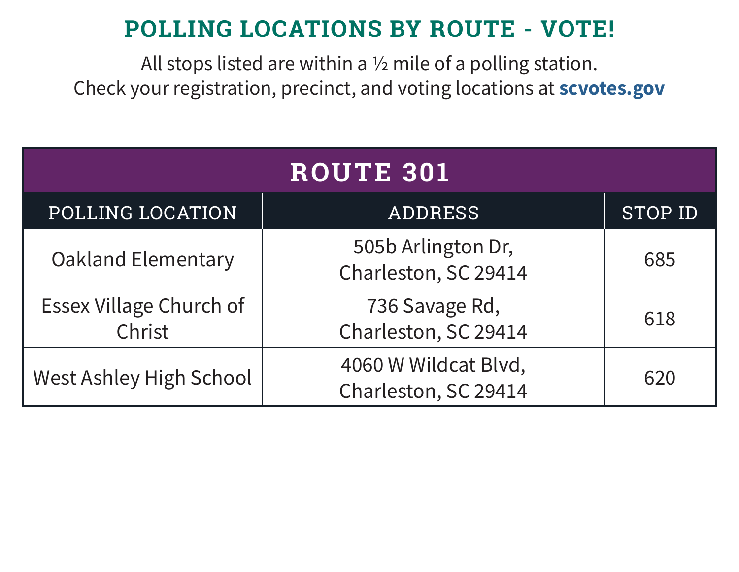# POLLING LOCATIONS BY ROUTE - VOTE!

All stops listed are within a ½ mile of a polling station.
Check your registration, precinct, and voting locations at **scvotes.gov**

| ROUTE 301 | | |
|---|---|---|
| POLLING LOCATION | ADDRESS | STOP ID |
| Oakland Elementary | 505b Arlington Dr, Charleston, SC 29414 | 685 |
| Essex Village Church of Christ | 736 Savage Rd, Charleston, SC 29414 | 618 |
| West Ashley High School | 4060 W Wildcat Blvd, Charleston, SC 29414 | 620 |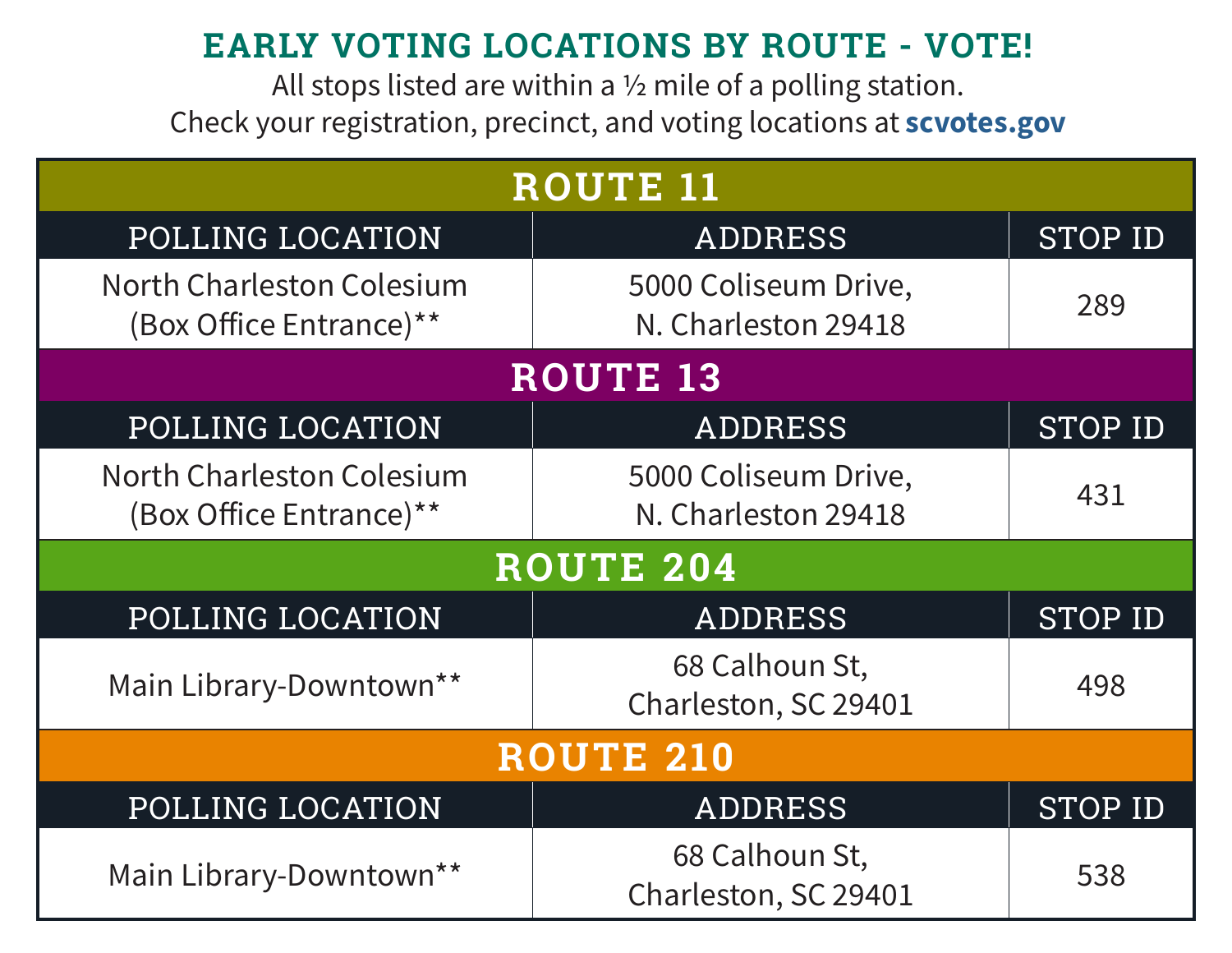# EARLY VOTING LOCATIONS BY ROUTE - VOTE!

All stops listed are within a ½ mile of a polling station.
Check your registration, precinct, and voting locations at **scvotes.gov**

## ROUTE 11

| POLLING LOCATION | ADDRESS | STOP ID |
|---|---|---|
| North Charleston Colesium (Box Office Entrance)** | 5000 Coliseum Drive, N. Charleston 29418 | 289 |

## ROUTE 13

| POLLING LOCATION | ADDRESS | STOP ID |
|---|---|---|
| North Charleston Colesium (Box Office Entrance)** | 5000 Coliseum Drive, N. Charleston 29418 | 431 |

## ROUTE 204

| POLLING LOCATION | ADDRESS | STOP ID |
|---|---|---|
| Main Library-Downtown** | 68 Calhoun St, Charleston, SC 29401 | 498 |

## ROUTE 210

| POLLING LOCATION | ADDRESS | STOP ID |
|---|---|---|
| Main Library-Downtown** | 68 Calhoun St, Charleston, SC 29401 | 538 |